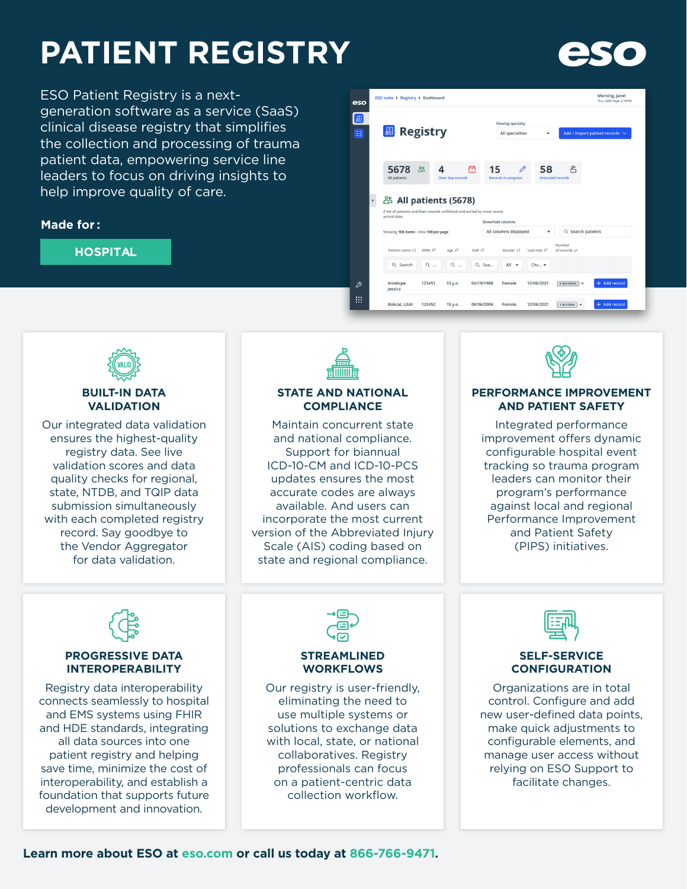# PATIENT REGISTRY

ESO Patient Registry is a next-generation software as a service (SaaS) clinical disease registry that simplifies the collection and processing of trauma patient data, empowering service line leaders to focus on driving insights to help improve quality of care.

**Made for:**

**HOSPITAL**

## BUILT-IN DATA VALIDATION

Our integrated data validation ensures the highest-quality registry data. See live validation scores and data quality checks for regional, state, NTDB, and TQIP data submission simultaneously with each completed registry record. Say goodbye to the Vendor Aggregator for data validation.

## STATE AND NATIONAL COMPLIANCE

Maintain concurrent state and national compliance. Support for biannual ICD-10-CM and ICD-10-PCS updates ensures the most accurate codes are always available. And users can incorporate the most current version of the Abbreviated Injury Scale (AIS) coding based on state and regional compliance.

## PERFORMANCE IMPROVEMENT AND PATIENT SAFETY

Integrated performance improvement offers dynamic configurable hospital event tracking so trauma program leaders can monitor their program's performance against local and regional Performance Improvement and Patient Safety (PIPS) initiatives.

## PROGRESSIVE DATA INTEROPERABILITY

Registry data interoperability connects seamlessly to hospital and EMS systems using FHIR and HDE standards, integrating all data sources into one patient registry and helping save time, minimize the cost of interoperability, and establish a foundation that supports future development and innovation.

## STREAMLINED WORKFLOWS

Our registry is user-friendly, eliminating the need to use multiple systems or solutions to exchange data with local, state, or national collaboratives. Registry professionals can focus on a patient-centric data collection workflow.

## SELF-SERVICE CONFIGURATION

Organizations are in total control. Configure and add new user-defined data points, make quick adjustments to configurable elements, and manage user access without relying on ESO Support to facilitate changes.

**Learn more about ESO at eso.com or call us today at 866-766-9471.**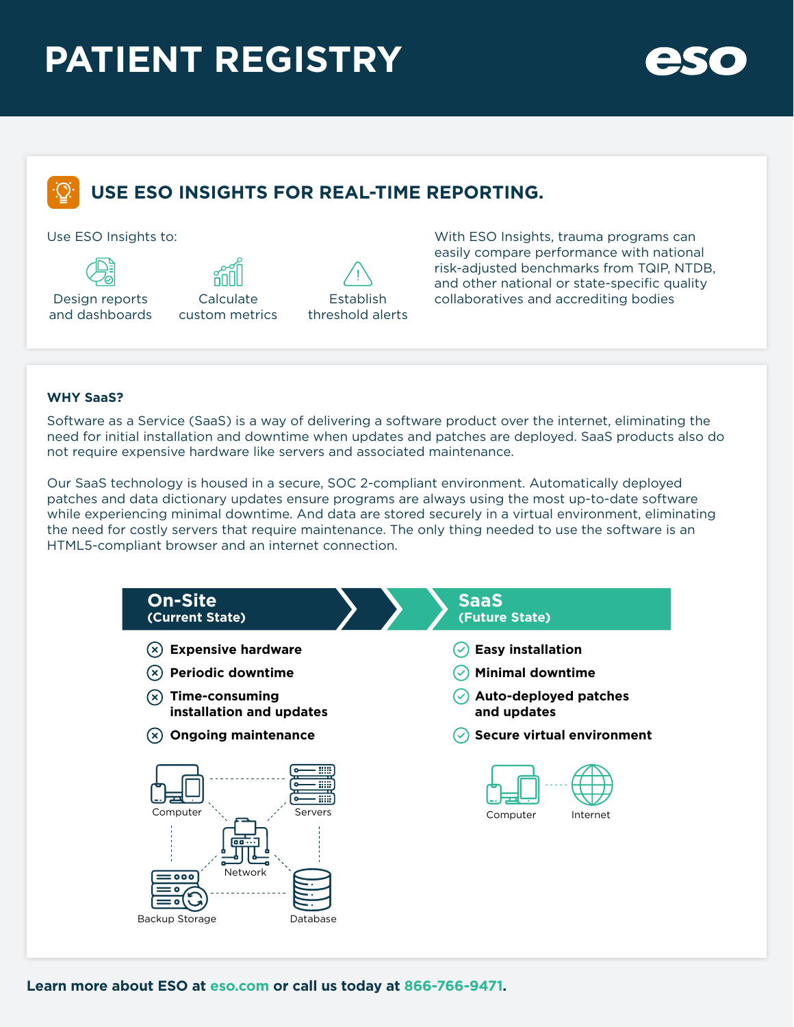# PATIENT REGISTRY

## USE ESO INSIGHTS FOR REAL-TIME REPORTING.

Use ESO Insights to:

- Design reports and dashboards
- Calculate custom metrics
- Establish threshold alerts

With ESO Insights, trauma programs can easily compare performance with national risk-adjusted benchmarks from TQIP, NTDB, and other national or state-specific quality collaboratives and accrediting bodies

### WHY SaaS?

Software as a Service (SaaS) is a way of delivering a software product over the internet, eliminating the need for initial installation and downtime when updates and patches are deployed. SaaS products also do not require expensive hardware like servers and associated maintenance.

Our SaaS technology is housed in a secure, SOC 2-compliant environment. Automatically deployed patches and data dictionary updates ensure programs are always using the most up-to-date software while experiencing minimal downtime. And data are stored securely in a virtual environment, eliminating the need for costly servers that require maintenance. The only thing needed to use the software is an HTML5-compliant browser and an internet connection.

**On-Site (Current State)**

- **Expensive hardware**
- **Periodic downtime**
- **Time-consuming installation and updates**
- **Ongoing maintenance**

Computer
Servers
Network
Backup Storage
Database

**SaaS (Future State)**

- **Easy installation**
- **Minimal downtime**
- **Auto-deployed patches and updates**
- **Secure virtual environment**

Computer
Internet

**Learn more about ESO at eso.com or call us today at 866-766-9471.**